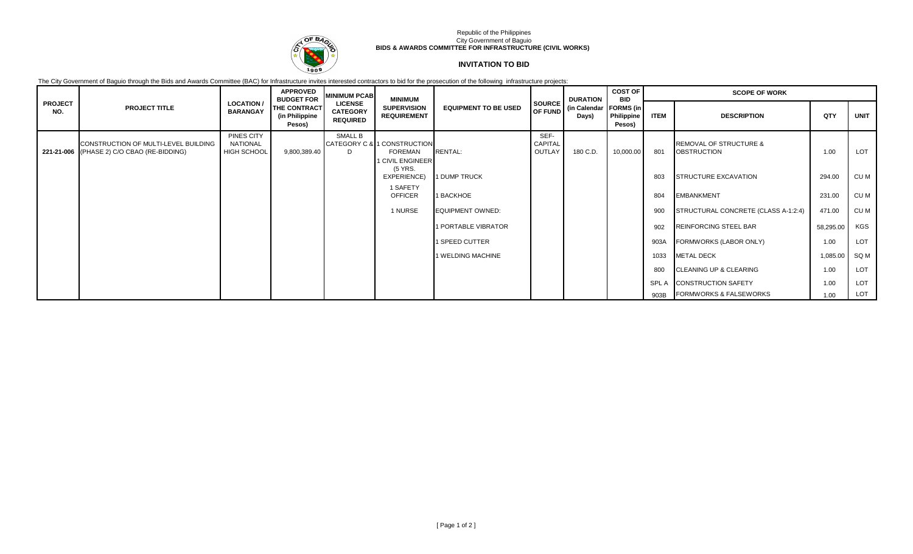Republic of the Philippines
City Government of Baguio
**BIDS & AWARDS COMMITTEE FOR INFRASTRUCTURE (CIVIL WORKS)**

## INVITATION TO BID

The City Government of Baguio through the Bids and Awards Committee (BAC) for Infrastructure invites interested contractors to bid for the prosecution of the following infrastructure projects:

| PROJECT NO. | PROJECT TITLE | LOCATION / BARANGAY | APPROVED BUDGET FOR THE CONTRACT (in Philippine Pesos) | MINIMUM PCAB LICENSE CATEGORY REQUIRED | MINIMUM SUPERVISION REQUIREMENT | EQUIPMENT TO BE USED | SOURCE OF FUND | DURATION (in Calendar Days) | COST OF BID FORMS (in Philippine Pesos) | SCOPE OF WORK | | | |
|---|---|---|---|---|---|---|---|---|---|---|---|---|---|
| | | | | | | | | | | ITEM | DESCRIPTION | QTY | UNIT |
| 221-21-006 | CONSTRUCTION OF MULTI-LEVEL BUILDING (PHASE 2) C/O CBAO (RE-BIDDING) | PINES CITY NATIONAL HIGH SCHOOL | 9,800,389.40 | SMALL B CATEGORY C & D | 1 CONSTRUCTION FOREMAN | RENTAL: | SEF-CAPITAL OUTLAY | 180 C.D. | 10,000.00 | 801 | REMOVAL OF STRUCTURE & OBSTRUCTION | 1.00 | LOT |
| | | | | | 1 CIVIL ENGINEER (5 YRS. EXPERIENCE) | 1 DUMP TRUCK | | | | 803 | STRUCTURE EXCAVATION | 294.00 | CU M |
| | | | | | 1 SAFETY OFFICER | 1 BACKHOE | | | | 804 | EMBANKMENT | 231.00 | CU M |
| | | | | | 1 NURSE | EQUIPMENT OWNED: | | | | 900 | STRUCTURAL CONCRETE (CLASS A-1:2:4) | 471.00 | CU M |
| | | | | | | 1 PORTABLE VIBRATOR | | | | 902 | REINFORCING STEEL BAR | 58,295.00 | KGS |
| | | | | | | 1 SPEED CUTTER | | | | 903A | FORMWORKS (LABOR ONLY) | 1.00 | LOT |
| | | | | | | 1 WELDING MACHINE | | | | 1033 | METAL DECK | 1,085.00 | SQ M |
| | | | | | | | | | | 800 | CLEANING UP & CLEARING | 1.00 | LOT |
| | | | | | | | | | | SPL A | CONSTRUCTION SAFETY | 1.00 | LOT |
| | | | | | | | | | | 903B | FORMWORKS & FALSEWORKS | 1.00 | LOT |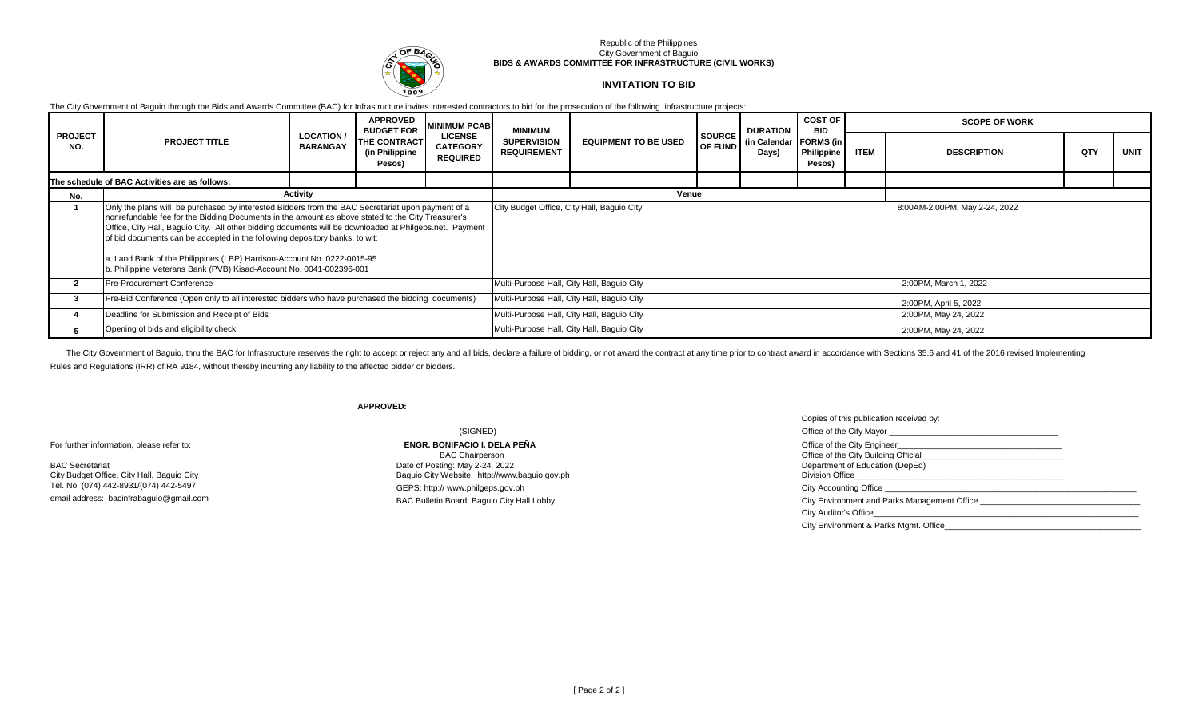Republic of the Philippines
City Government of Baguio
**BIDS & AWARDS COMMITTEE FOR INFRASTRUCTURE (CIVIL WORKS)**

## INVITATION TO BID

The City Government of Baguio through the Bids and Awards Committee (BAC) for Infrastructure invites interested contractors to bid for the prosecution of the following infrastructure projects:

| PROJECT NO. | PROJECT TITLE | LOCATION / BARANGAY | APPROVED BUDGET FOR THE CONTRACT (in Philippine Pesos) | MINIMUM PCAB LICENSE CATEGORY REQUIRED | MINIMUM SUPERVISION REQUIREMENT | EQUIPMENT TO BE USED | SOURCE OF FUND | DURATION (in Calendar Days) | COST OF BID FORMS (in Philippine Pesos) | SCOPE OF WORK | | | |
|---|---|---|---|---|---|---|---|---|---|---|---|---|---|
| | | | | | | | | | | ITEM | DESCRIPTION | QTY | UNIT |

The schedule of BAC Activities are as follows:

| No. | Activity | Venue | |
|---|---|---|---|
| 1 | Only the plans will be purchased by interested Bidders from the BAC Secretariat upon payment of a nonrefundable fee for the Bidding Documents in the amount as above stated to the City Treasurer's Office, City Hall, Baguio City. All other bidding documents will be downloaded at Philgeps.net. Payment of bid documents can be accepted in the following depository banks, to wit:<br><br>a. Land Bank of the Philippines (LBP) Harrison-Account No. 0222-0015-95<br>b. Philippine Veterans Bank (PVB) Kisad-Account No. 0041-002396-001 | City Budget Office, City Hall, Baguio City | 8:00AM-2:00PM, May 2-24, 2022 |
| 2 | Pre-Procurement Conference | Multi-Purpose Hall, City Hall, Baguio City | 2:00PM, March 1, 2022 |
| 3 | Pre-Bid Conference (Open only to all interested bidders who have purchased the bidding documents) | Multi-Purpose Hall, City Hall, Baguio City | 2:00PM, April 5, 2022 |
| 4 | Deadline for Submission and Receipt of Bids | Multi-Purpose Hall, City Hall, Baguio City | 2:00PM, May 24, 2022 |
| 5 | Opening of bids and eligibility check | Multi-Purpose Hall, City Hall, Baguio City | 2:00PM, May 24, 2022 |

The City Government of Baguio, thru the BAC for Infrastructure reserves the right to accept or reject any and all bids, declare a failure of bidding, or not award the contract at any time prior to contract award in accordance with Sections 35.6 and 41 of the 2016 revised Implementing Rules and Regulations (IRR) of RA 9184, without thereby incurring any liability to the affected bidder or bidders.

**APPROVED:**

(SIGNED)
**ENGR. BONIFACIO I. DELA PEÑA**
BAC Chairperson
Date of Posting: May 2-24, 2022
Baguio City Website: http://www.baguio.gov.ph
GEPS: http:// www.philgeps.gov.ph
BAC Bulletin Board, Baguio City Hall Lobby

For further information, please refer to:

BAC Secretariat
City Budget Office, City Hall, Baguio City
Tel. No. (074) 442-8931/(074) 442-5497
email address: bacinfrabaguio@gmail.com

Copies of this publication received by:

Office of the City Mayor ____________________
Office of the City Engineer____________________
Office of the City Building Official____________________
Department of Education (DepEd) Division Office____________________
City Accounting Office ____________________
City Environment and Parks Management Office ____________________
City Auditor's Office____________________
City Environment & Parks Mgmt. Office____________________